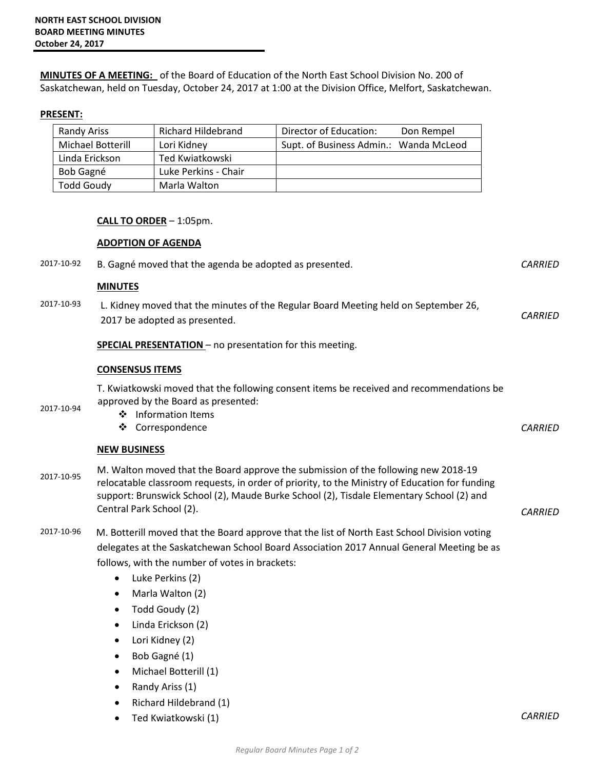**NORTH EAST SCHOOL DIVISION**
**BOARD MEETING MINUTES**
**October 24, 2017**

**MINUTES OF A MEETING:** of the Board of Education of the North East School Division No. 200 of Saskatchewan, held on Tuesday, October 24, 2017 at 1:00 at the Division Office, Melfort, Saskatchewan.

**PRESENT:**

| | | |
|---|---|---|
| Randy Ariss | Richard Hildebrand | Director of Education: Don Rempel |
| Michael Botterill | Lori Kidney | Supt. of Business Admin.: Wanda McLeod |
| Linda Erickson | Ted Kwiatkowski | |
| Bob Gagné | Luke Perkins - Chair | |
| Todd Goudy | Marla Walton | |

**CALL TO ORDER** – 1:05pm.

**ADOPTION OF AGENDA**

2017-10-92 B. Gagné moved that the agenda be adopted as presented. *CARRIED*

**MINUTES**

2017-10-93 L. Kidney moved that the minutes of the Regular Board Meeting held on September 26, 2017 be adopted as presented. *CARRIED*

**SPECIAL PRESENTATION** – no presentation for this meeting.

**CONSENSUS ITEMS**

2017-10-94 T. Kwiatkowski moved that the following consent items be received and recommendations be approved by the Board as presented:

- Information Items
- Correspondence

*CARRIED*

**NEW BUSINESS**

2017-10-95 M. Walton moved that the Board approve the submission of the following new 2018-19 relocatable classroom requests, in order of priority, to the Ministry of Education for funding support: Brunswick School (2), Maude Burke School (2), Tisdale Elementary School (2) and Central Park School (2). *CARRIED*

2017-10-96 M. Botterill moved that the Board approve that the list of North East School Division voting delegates at the Saskatchewan School Board Association 2017 Annual General Meeting be as follows, with the number of votes in brackets:

- Luke Perkins (2)
- Marla Walton (2)
- Todd Goudy (2)
- Linda Erickson (2)
- Lori Kidney (2)
- Bob Gagné (1)
- Michael Botterill (1)
- Randy Ariss (1)
- Richard Hildebrand (1)
- Ted Kwiatkowski (1)

*CARRIED*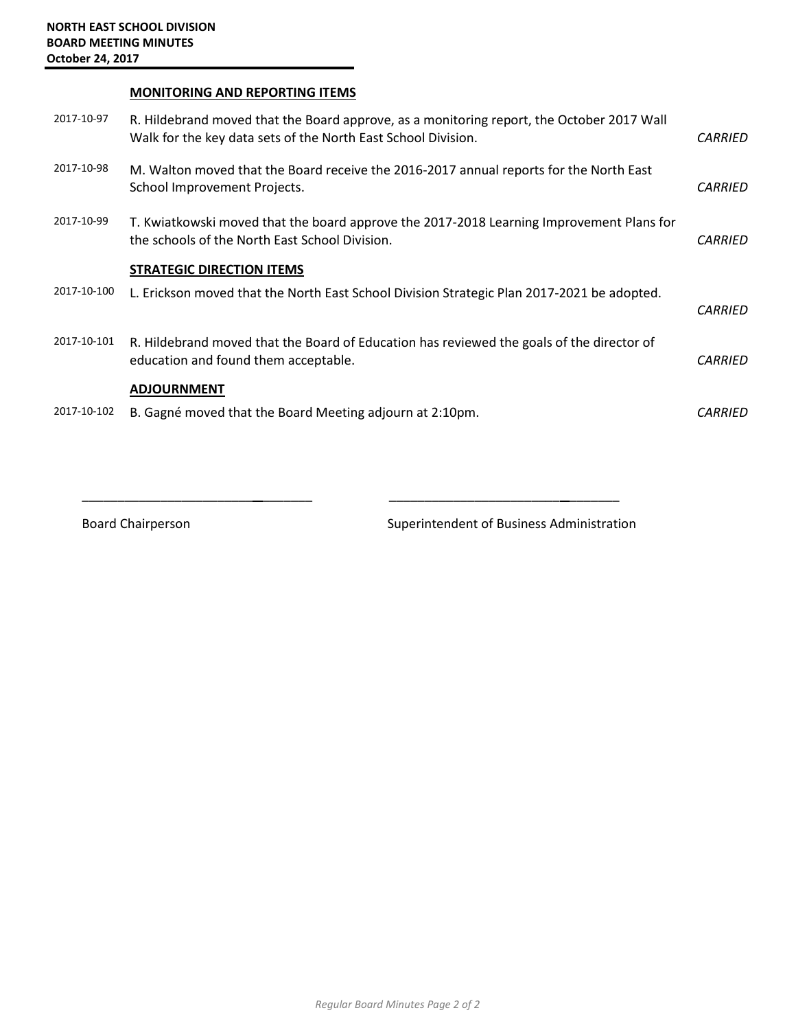**NORTH EAST SCHOOL DIVISION**
**BOARD MEETING MINUTES**
**October 24, 2017**

## MONITORING AND REPORTING ITEMS

| | | |
|---|---|---|
| 2017-10-97 | R. Hildebrand moved that the Board approve, as a monitoring report, the October 2017 Wall Walk for the key data sets of the North East School Division. | *CARRIED* |
| 2017-10-98 | M. Walton moved that the Board receive the 2016-2017 annual reports for the North East School Improvement Projects. | *CARRIED* |
| 2017-10-99 | T. Kwiatkowski moved that the board approve the 2017-2018 Learning Improvement Plans for the schools of the North East School Division. | *CARRIED* |

## STRATEGIC DIRECTION ITEMS

| | | |
|---|---|---|
| 2017-10-100 | L. Erickson moved that the North East School Division Strategic Plan 2017-2021 be adopted. | *CARRIED* |
| 2017-10-101 | R. Hildebrand moved that the Board of Education has reviewed the goals of the director of education and found them acceptable. | *CARRIED* |

## ADJOURNMENT

| | | |
|---|---|---|
| 2017-10-102 | B. Gagné moved that the Board Meeting adjourn at 2:10pm. | *CARRIED* |

_________________________________ _________________________________

Board Chairperson Superintendent of Business Administration